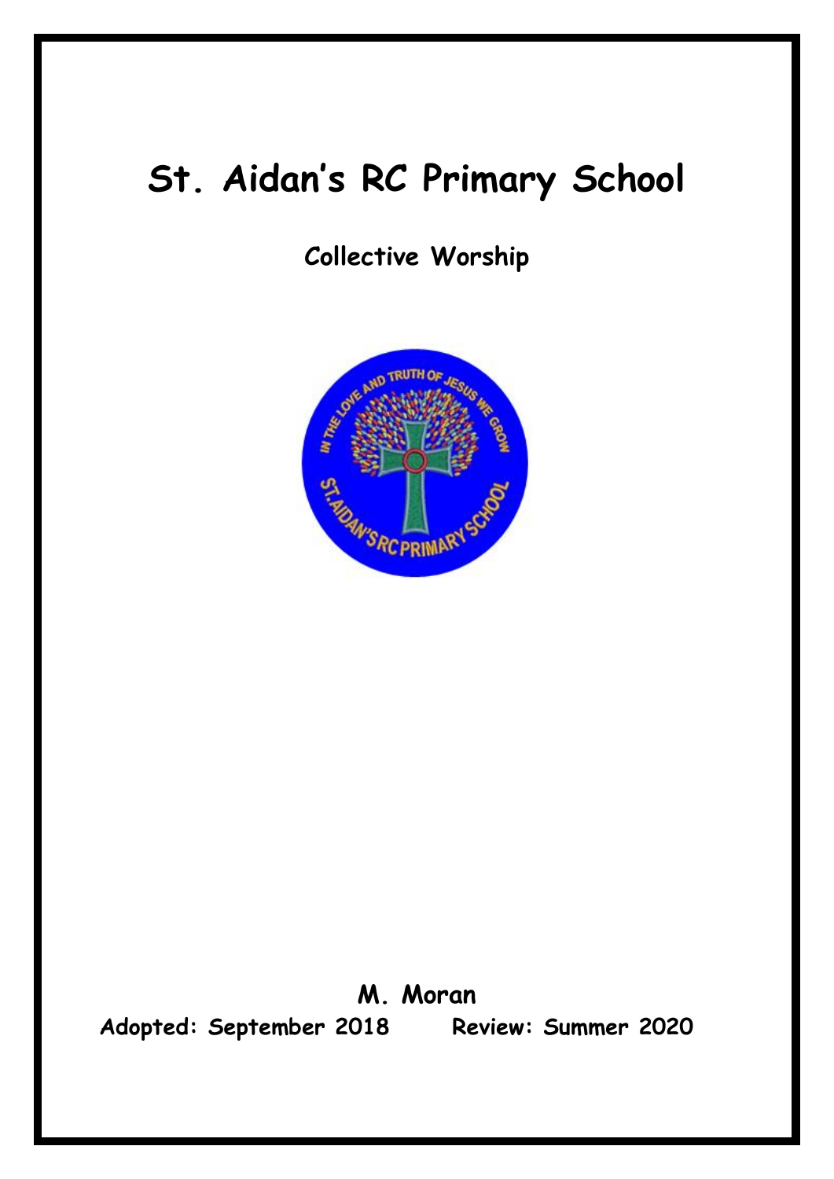# St. Aidan's RC Primary School

## Collective Worship

**M. Moran**

**Adopted: September 2018 Review: Summer 2020**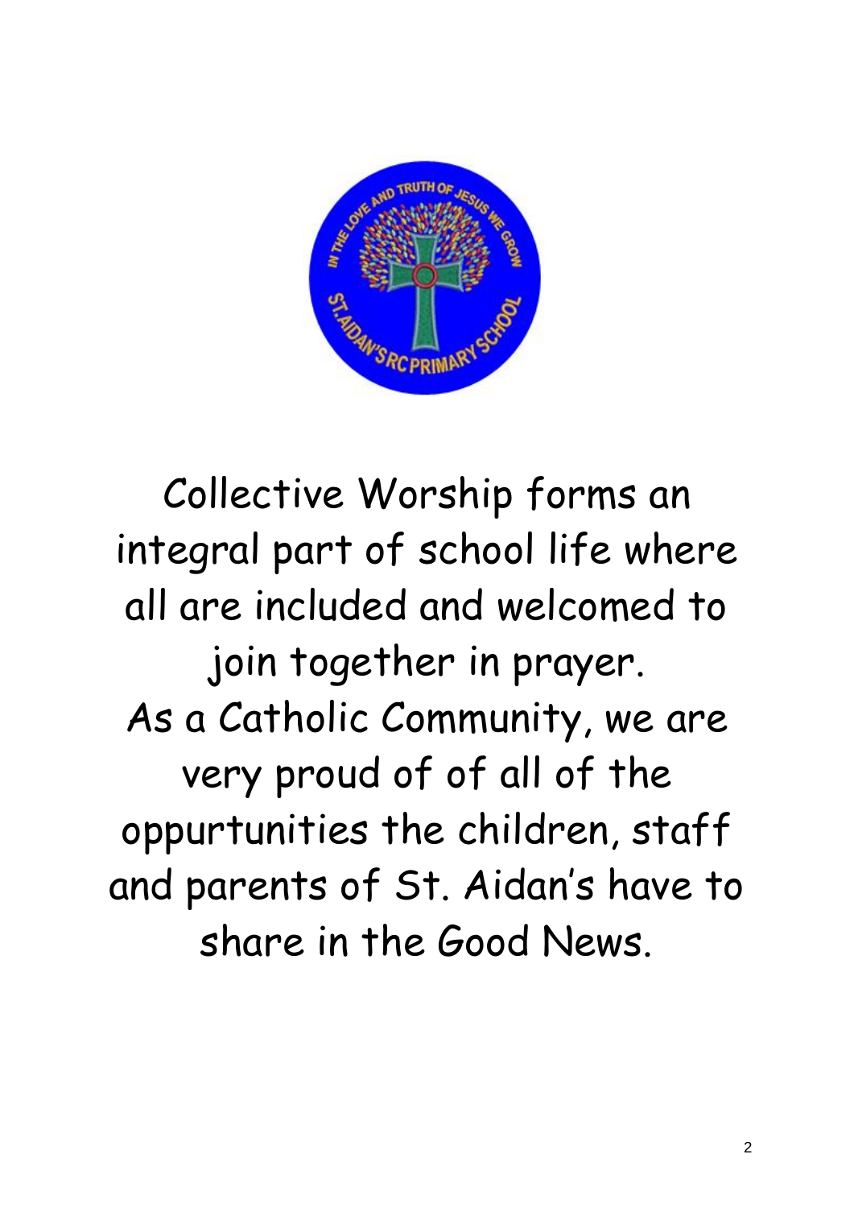Collective Worship forms an integral part of school life where all are included and welcomed to join together in prayer.
As a Catholic Community, we are very proud of of all of the oppurtunities the children, staff and parents of St. Aidan's have to share in the Good News.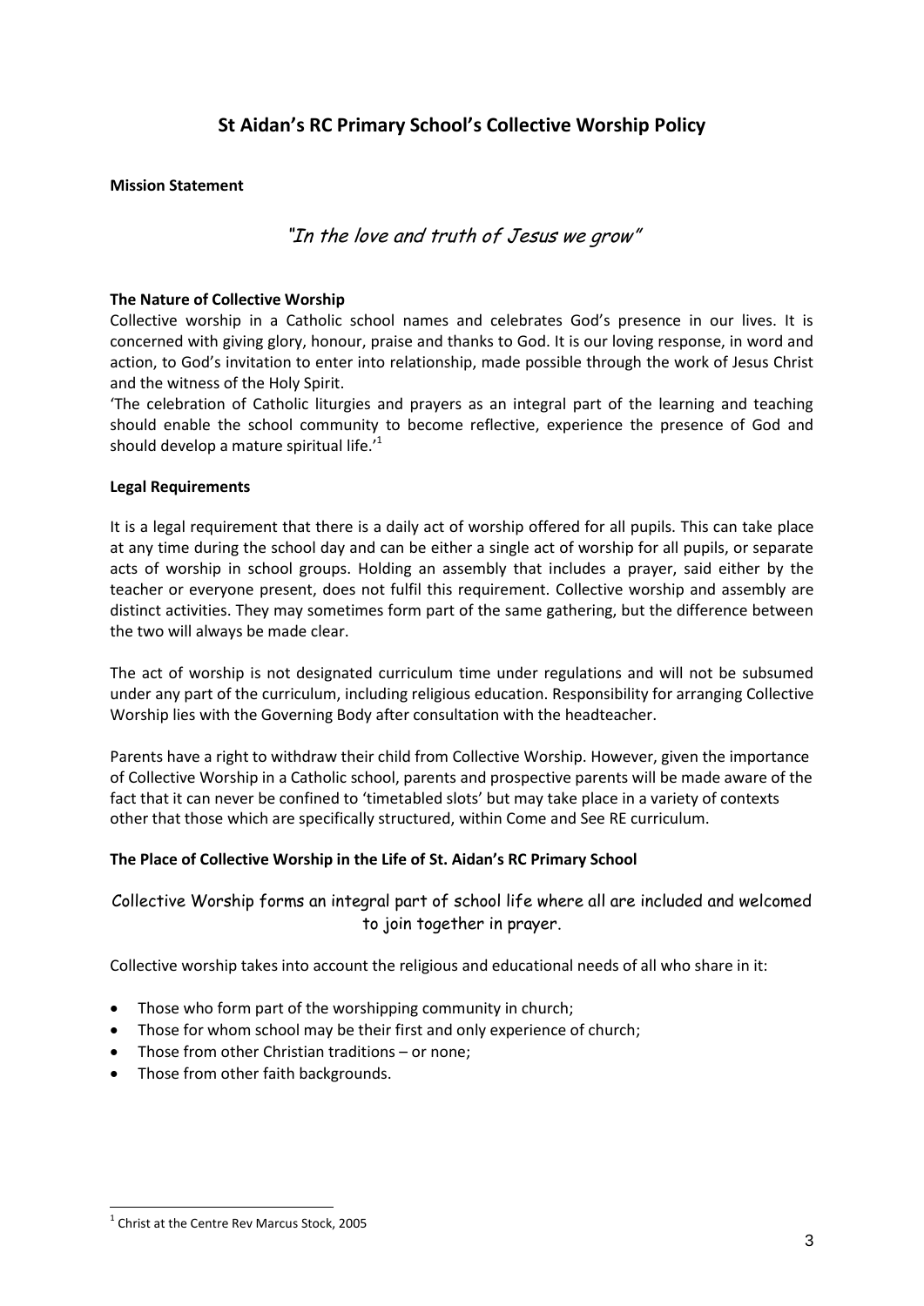# St Aidan's RC Primary School's Collective Worship Policy

**Mission Statement**

*"In the love and truth of Jesus we grow"*

**The Nature of Collective Worship**

Collective worship in a Catholic school names and celebrates God's presence in our lives. It is concerned with giving glory, honour, praise and thanks to God. It is our loving response, in word and action, to God's invitation to enter into relationship, made possible through the work of Jesus Christ and the witness of the Holy Spirit.

'The celebration of Catholic liturgies and prayers as an integral part of the learning and teaching should enable the school community to become reflective, experience the presence of God and should develop a mature spiritual life.'[1]

**Legal Requirements**

It is a legal requirement that there is a daily act of worship offered for all pupils. This can take place at any time during the school day and can be either a single act of worship for all pupils, or separate acts of worship in school groups. Holding an assembly that includes a prayer, said either by the teacher or everyone present, does not fulfil this requirement. Collective worship and assembly are distinct activities. They may sometimes form part of the same gathering, but the difference between the two will always be made clear.

The act of worship is not designated curriculum time under regulations and will not be subsumed under any part of the curriculum, including religious education. Responsibility for arranging Collective Worship lies with the Governing Body after consultation with the headteacher.

Parents have a right to withdraw their child from Collective Worship. However, given the importance of Collective Worship in a Catholic school, parents and prospective parents will be made aware of the fact that it can never be confined to 'timetabled slots' but may take place in a variety of contexts other that those which are specifically structured, within Come and See RE curriculum.

**The Place of Collective Worship in the Life of St. Aidan's RC Primary School**

Collective Worship forms an integral part of school life where all are included and welcomed to join together in prayer.

Collective worship takes into account the religious and educational needs of all who share in it:

- Those who form part of the worshipping community in church;
- Those for whom school may be their first and only experience of church;
- Those from other Christian traditions – or none;
- Those from other faith backgrounds.

[1] Christ at the Centre Rev Marcus Stock, 2005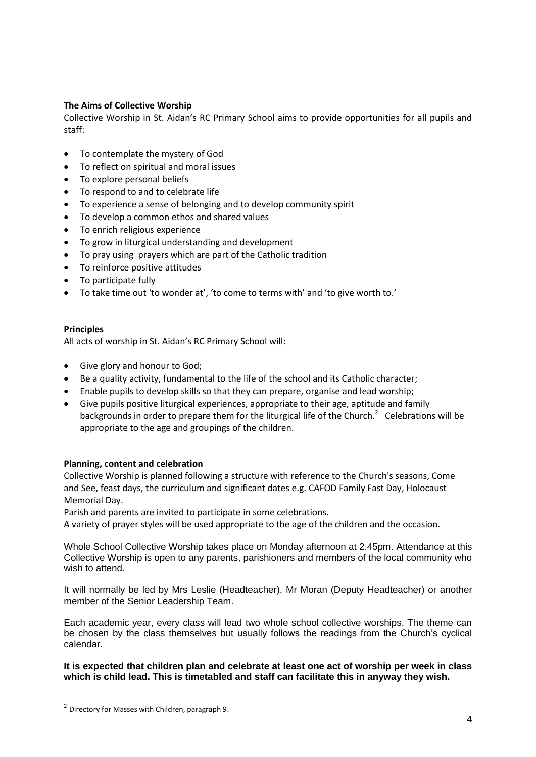**The Aims of Collective Worship**

Collective Worship in St. Aidan's RC Primary School aims to provide opportunities for all pupils and staff:

- To contemplate the mystery of God
- To reflect on spiritual and moral issues
- To explore personal beliefs
- To respond to and to celebrate life
- To experience a sense of belonging and to develop community spirit
- To develop a common ethos and shared values
- To enrich religious experience
- To grow in liturgical understanding and development
- To pray using prayers which are part of the Catholic tradition
- To reinforce positive attitudes
- To participate fully
- To take time out 'to wonder at', 'to come to terms with' and 'to give worth to.'

**Principles**

All acts of worship in St. Aidan's RC Primary School will:

- Give glory and honour to God;
- Be a quality activity, fundamental to the life of the school and its Catholic character;
- Enable pupils to develop skills so that they can prepare, organise and lead worship;
- Give pupils positive liturgical experiences, appropriate to their age, aptitude and family backgrounds in order to prepare them for the liturgical life of the Church.[2] Celebrations will be appropriate to the age and groupings of the children.

**Planning, content and celebration**

Collective Worship is planned following a structure with reference to the Church's seasons, Come and See, feast days, the curriculum and significant dates e.g. CAFOD Family Fast Day, Holocaust Memorial Day.

Parish and parents are invited to participate in some celebrations.

A variety of prayer styles will be used appropriate to the age of the children and the occasion.

Whole School Collective Worship takes place on Monday afternoon at 2.45pm. Attendance at this Collective Worship is open to any parents, parishioners and members of the local community who wish to attend.

It will normally be led by Mrs Leslie (Headteacher), Mr Moran (Deputy Headteacher) or another member of the Senior Leadership Team.

Each academic year, every class will lead two whole school collective worships. The theme can be chosen by the class themselves but usually follows the readings from the Church's cyclical calendar.

**It is expected that children plan and celebrate at least one act of worship per week in class which is child lead. This is timetabled and staff can facilitate this in anyway they wish.**

[2] Directory for Masses with Children, paragraph 9.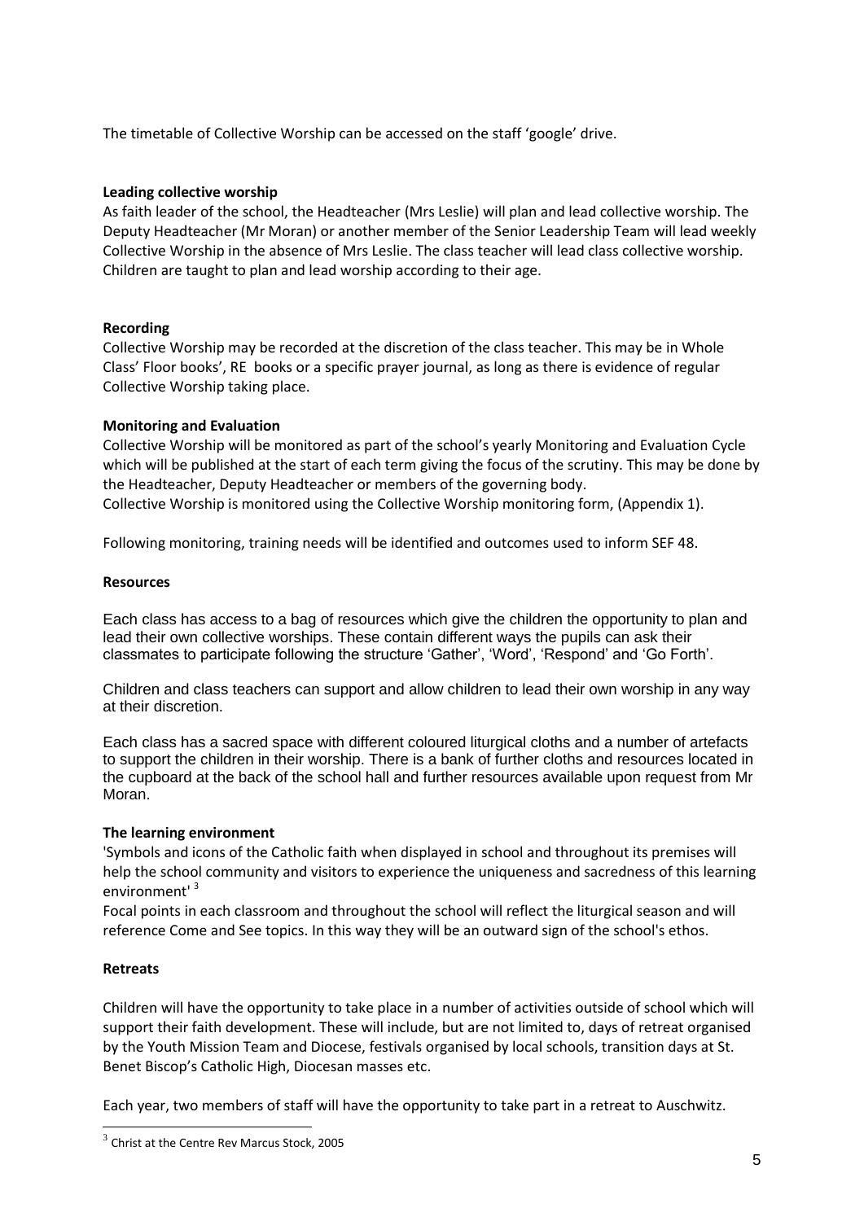The timetable of Collective Worship can be accessed on the staff 'google' drive.

**Leading collective worship**

As faith leader of the school, the Headteacher (Mrs Leslie) will plan and lead collective worship. The Deputy Headteacher (Mr Moran) or another member of the Senior Leadership Team will lead weekly Collective Worship in the absence of Mrs Leslie. The class teacher will lead class collective worship. Children are taught to plan and lead worship according to their age.

**Recording**

Collective Worship may be recorded at the discretion of the class teacher. This may be in Whole Class' Floor books', RE books or a specific prayer journal, as long as there is evidence of regular Collective Worship taking place.

**Monitoring and Evaluation**

Collective Worship will be monitored as part of the school's yearly Monitoring and Evaluation Cycle which will be published at the start of each term giving the focus of the scrutiny. This may be done by the Headteacher, Deputy Headteacher or members of the governing body.
Collective Worship is monitored using the Collective Worship monitoring form, (Appendix 1).

Following monitoring, training needs will be identified and outcomes used to inform SEF 48.

**Resources**

Each class has access to a bag of resources which give the children the opportunity to plan and lead their own collective worships. These contain different ways the pupils can ask their classmates to participate following the structure 'Gather', 'Word', 'Respond' and 'Go Forth'.

Children and class teachers can support and allow children to lead their own worship in any way at their discretion.

Each class has a sacred space with different coloured liturgical cloths and a number of artefacts to support the children in their worship. There is a bank of further cloths and resources located in the cupboard at the back of the school hall and further resources available upon request from Mr Moran.

**The learning environment**

'Symbols and icons of the Catholic faith when displayed in school and throughout its premises will help the school community and visitors to experience the uniqueness and sacredness of this learning environment' [3]

Focal points in each classroom and throughout the school will reflect the liturgical season and will reference Come and See topics. In this way they will be an outward sign of the school's ethos.

**Retreats**

Children will have the opportunity to take place in a number of activities outside of school which will support their faith development. These will include, but are not limited to, days of retreat organised by the Youth Mission Team and Diocese, festivals organised by local schools, transition days at St. Benet Biscop's Catholic High, Diocesan masses etc.

Each year, two members of staff will have the opportunity to take part in a retreat to Auschwitz.

[3] Christ at the Centre Rev Marcus Stock, 2005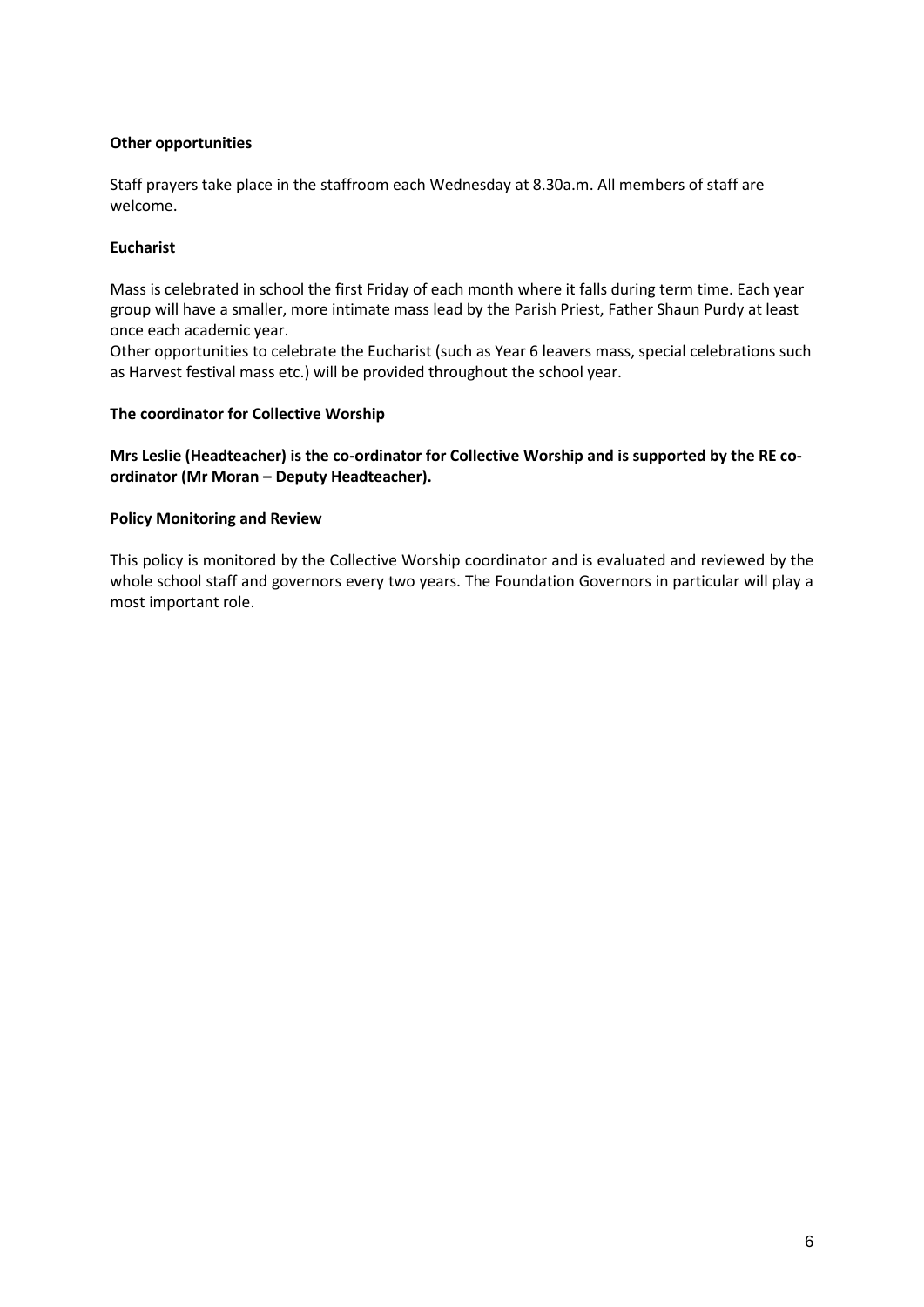**Other opportunities**

Staff prayers take place in the staffroom each Wednesday at 8.30a.m. All members of staff are welcome.

**Eucharist**

Mass is celebrated in school the first Friday of each month where it falls during term time. Each year group will have a smaller, more intimate mass lead by the Parish Priest, Father Shaun Purdy at least once each academic year.

Other opportunities to celebrate the Eucharist (such as Year 6 leavers mass, special celebrations such as Harvest festival mass etc.) will be provided throughout the school year.

**The coordinator for Collective Worship**

**Mrs Leslie (Headteacher) is the co-ordinator for Collective Worship and is supported by the RE co-ordinator (Mr Moran – Deputy Headteacher).**

**Policy Monitoring and Review**

This policy is monitored by the Collective Worship coordinator and is evaluated and reviewed by the whole school staff and governors every two years. The Foundation Governors in particular will play a most important role.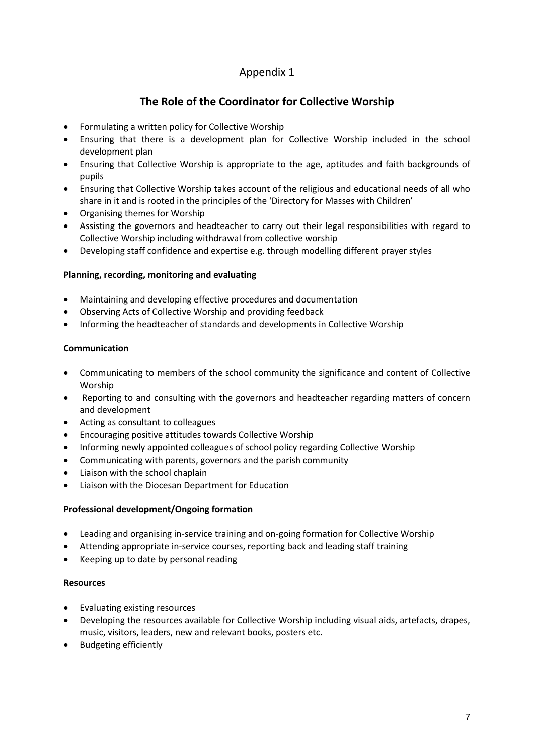# Appendix 1

## The Role of the Coordinator for Collective Worship

- Formulating a written policy for Collective Worship
- Ensuring that there is a development plan for Collective Worship included in the school development plan
- Ensuring that Collective Worship is appropriate to the age, aptitudes and faith backgrounds of pupils
- Ensuring that Collective Worship takes account of the religious and educational needs of all who share in it and is rooted in the principles of the 'Directory for Masses with Children'
- Organising themes for Worship
- Assisting the governors and headteacher to carry out their legal responsibilities with regard to Collective Worship including withdrawal from collective worship
- Developing staff confidence and expertise e.g. through modelling different prayer styles

**Planning, recording, monitoring and evaluating**

- Maintaining and developing effective procedures and documentation
- Observing Acts of Collective Worship and providing feedback
- Informing the headteacher of standards and developments in Collective Worship

**Communication**

- Communicating to members of the school community the significance and content of Collective Worship
- Reporting to and consulting with the governors and headteacher regarding matters of concern and development
- Acting as consultant to colleagues
- Encouraging positive attitudes towards Collective Worship
- Informing newly appointed colleagues of school policy regarding Collective Worship
- Communicating with parents, governors and the parish community
- Liaison with the school chaplain
- Liaison with the Diocesan Department for Education

**Professional development/Ongoing formation**

- Leading and organising in-service training and on-going formation for Collective Worship
- Attending appropriate in-service courses, reporting back and leading staff training
- Keeping up to date by personal reading

**Resources**

- Evaluating existing resources
- Developing the resources available for Collective Worship including visual aids, artefacts, drapes, music, visitors, leaders, new and relevant books, posters etc.
- Budgeting efficiently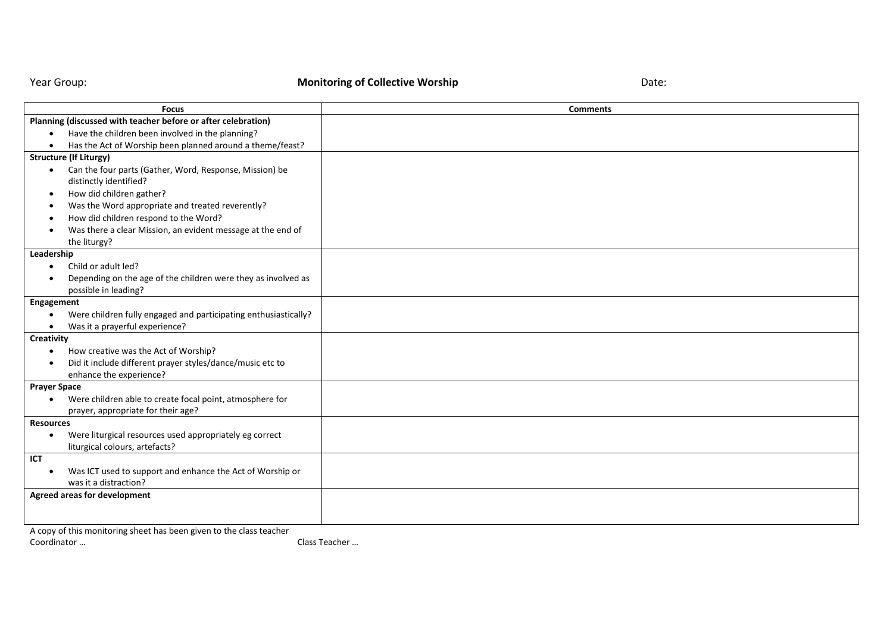Year Group: **Monitoring of Collective Worship** Date:

| Focus | Comments |
|---|---|
| **Planning (discussed with teacher before or after celebration)**<br>• Have the children been involved in the planning?<br>• Has the Act of Worship been planned around a theme/feast? | |
| **Structure (If Liturgy)**<br>• Can the four parts (Gather, Word, Response, Mission) be distinctly identified?<br>• How did children gather?<br>• Was the Word appropriate and treated reverently?<br>• How did children respond to the Word?<br>• Was there a clear Mission, an evident message at the end of the liturgy? | |
| **Leadership**<br>• Child or adult led?<br>• Depending on the age of the children were they as involved as possible in leading? | |
| **Engagement**<br>• Were children fully engaged and participating enthusiastically?<br>• Was it a prayerful experience? | |
| **Creativity**<br>• How creative was the Act of Worship?<br>• Did it include different prayer styles/dance/music etc to enhance the experience? | |
| **Prayer Space**<br>• Were children able to create focal point, atmosphere for prayer, appropriate for their age? | |
| **Resources**<br>• Were liturgical resources used appropriately eg correct liturgical colours, artefacts? | |
| **ICT**<br>• Was ICT used to support and enhance the Act of Worship or was it a distraction? | |
| **Agreed areas for development** | |

A copy of this monitoring sheet has been given to the class teacher

Coordinator … Class Teacher …